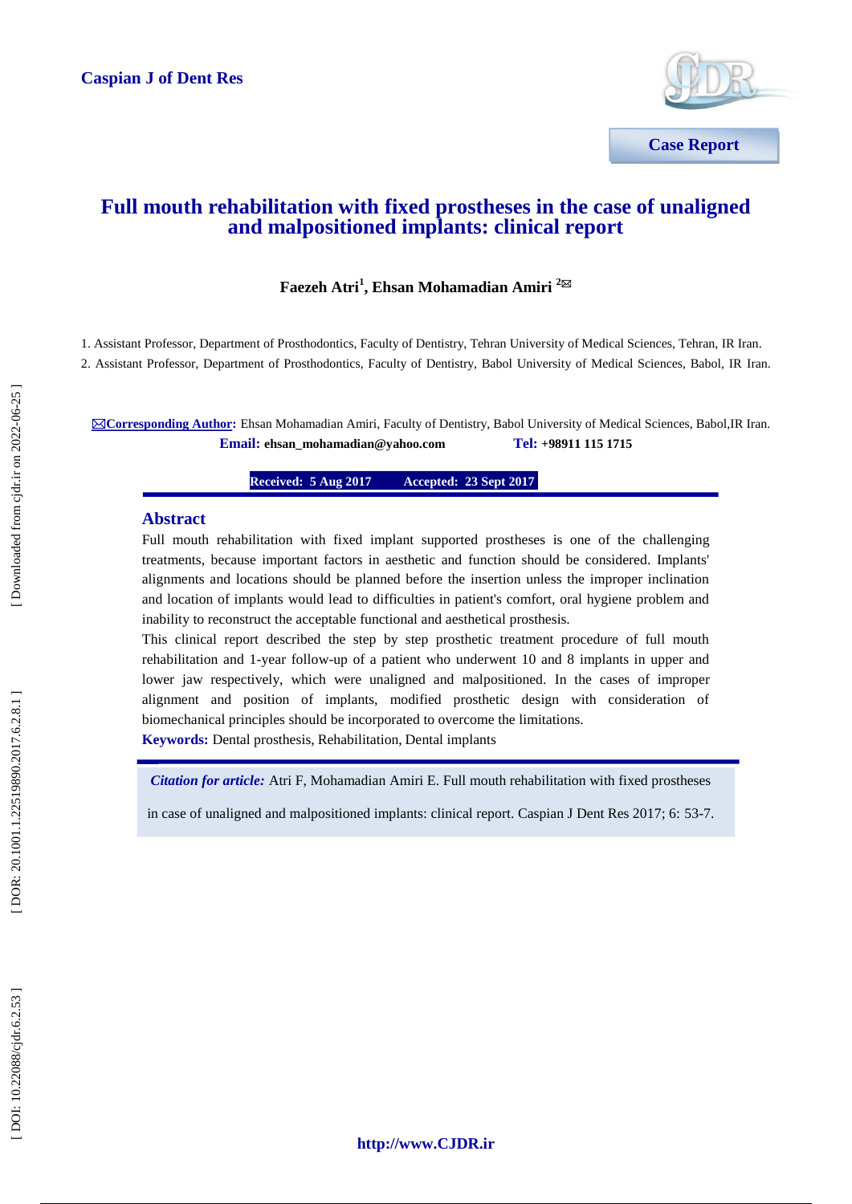Case Report

# Full mouth rehabilitation with fixed prostheses in the case of unaligned and malpositioned implants: clinical report

**Faezeh Atri[1], Ehsan Mohamadian Amiri [2]✉**

1. Assistant Professor, Department of Prosthodontics, Faculty of Dentistry, Tehran University of Medical Sciences, Tehran, IR Iran.
2. Assistant Professor, Department of Prosthodontics, Faculty of Dentistry, Babol University of Medical Sciences, Babol, IR Iran.

✉**Corresponding Author:** Ehsan Mohamadian Amiri, Faculty of Dentistry, Babol University of Medical Sciences, Babol,IR Iran.
**Email:** **ehsan_mohamadian@yahoo.com** **Tel:** **+98911 115 1715**

**Received: 5 Aug 2017** **Accepted: 23 Sept 2017**

## Abstract

Full mouth rehabilitation with fixed implant supported prostheses is one of the challenging treatments, because important factors in aesthetic and function should be considered. Implants' alignments and locations should be planned before the insertion unless the improper inclination and location of implants would lead to difficulties in patient's comfort, oral hygiene problem and inability to reconstruct the acceptable functional and aesthetical prosthesis.

This clinical report described the step by step prosthetic treatment procedure of full mouth rehabilitation and 1-year follow-up of a patient who underwent 10 and 8 implants in upper and lower jaw respectively, which were unaligned and malpositioned. In the cases of improper alignment and position of implants, modified prosthetic design with consideration of biomechanical principles should be incorporated to overcome the limitations.

**Keywords:** Dental prosthesis, Rehabilitation, Dental implants

***Citation for article:*** Atri F, Mohamadian Amiri E. Full mouth rehabilitation with fixed prostheses in case of unaligned and malpositioned implants: clinical report. Caspian J Dent Res 2017; 6: 53-7.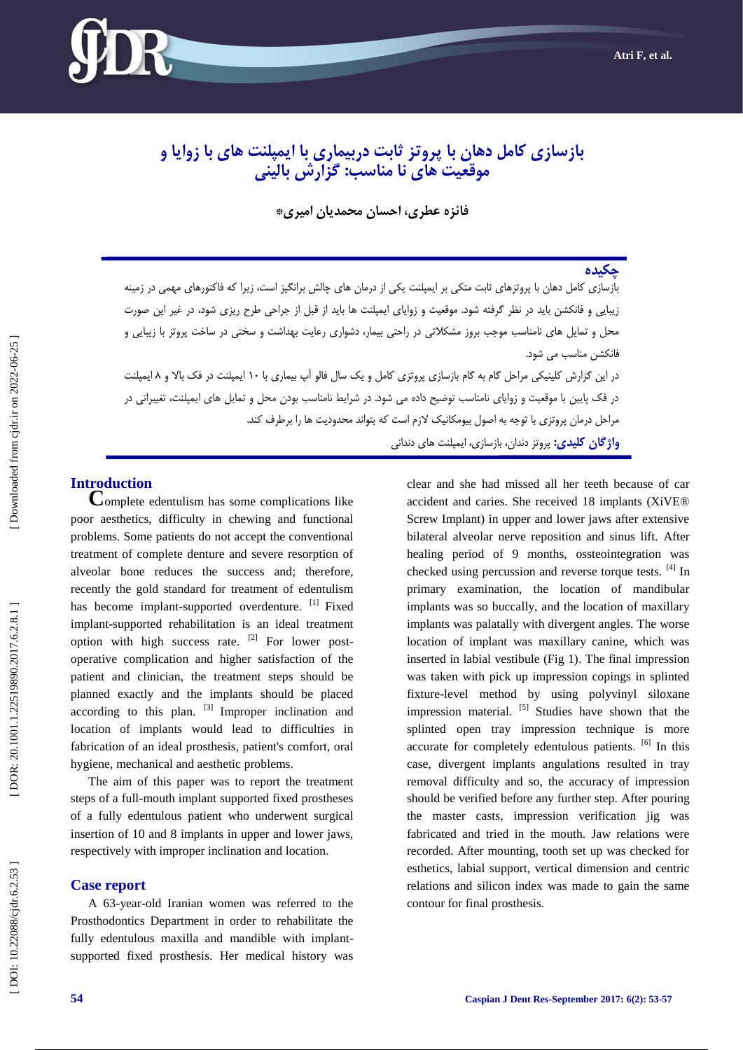# بازسازی کامل دهان با پروتز ثابت دربیماری با ایمپلنت های با زوایا و موقعیت های نا مناسب: گزارش بالینی

**فائزه عطری، احسان محمدیان امیری***

## چکیده

بازسازی کامل دهان با پروتزهای ثابت متکی بر ایمپلنت یکی از درمان های چالش برانگیز است، زیرا که فاکتورهای مهمی در زمینه زیبایی و فانکشن باید در نظر گرفته شود. موقعیت و زوایای ایمپلنت ها باید از قبل از جراحی طرح ریزی شود، در غیر این صورت محل و تمایل های نامناسب موجب بروز مشکلاتی در راحتی بیمار، دشواری رعایت بهداشت و سختی در ساخت پروتز با زیبایی و فانکشن مناسب می شود.

در این گزارش کلینیکی مراحل گام به گام بازسازی پروتزی کامل و یک سال فالو آپ بیماری با ۱۰ ایمپلنت در فک بالا و ۸ ایمپلنت در فک پایین با موقعیت و زوایای نامناسب توضیح داده می شود. در شرایط نامناسب بودن محل و تمایل های ایمپلنت، تغییراتی در مراحل درمان پروتزی با توجه به اصول بیومکانیک لازم است که بتواند محدودیت ها را برطرف کند.

**واژگان کلیدی:** پروتز دندان، بازسازی، ایمپلنت های دندانی

## Introduction

Complete edentulism has some complications like poor aesthetics, difficulty in chewing and functional problems. Some patients do not accept the conventional treatment of complete denture and severe resorption of alveolar bone reduces the success and; therefore, recently the gold standard for treatment of edentulism has become implant-supported overdenture. [1] Fixed implant-supported rehabilitation is an ideal treatment option with high success rate. [2] For lower post-operative complication and higher satisfaction of the patient and clinician, the treatment steps should be planned exactly and the implants should be placed according to this plan. [3] Improper inclination and location of implants would lead to difficulties in fabrication of an ideal prosthesis, patient's comfort, oral hygiene, mechanical and aesthetic problems.

The aim of this paper was to report the treatment steps of a full-mouth implant supported fixed prostheses of a fully edentulous patient who underwent surgical insertion of 10 and 8 implants in upper and lower jaws, respectively with improper inclination and location.

## Case report

A 63-year-old Iranian women was referred to the Prosthodontics Department in order to rehabilitate the fully edentulous maxilla and mandible with implant-supported fixed prosthesis. Her medical history was clear and she had missed all her teeth because of car accident and caries. She received 18 implants (XiVE® Screw Implant) in upper and lower jaws after extensive bilateral alveolar nerve reposition and sinus lift. After healing period of 9 months, osseointegration was checked using percussion and reverse torque tests. [4] In primary examination, the location of mandibular implants was so buccally, and the location of maxillary implants was palatally with divergent angles. The worse location of implant was maxillary canine, which was inserted in labial vestibule (Fig 1). The final impression was taken with pick up impression copings in splinted fixture-level method by using polyvinyl siloxane impression material. [5] Studies have shown that the splinted open tray impression technique is more accurate for completely edentulous patients. [6] In this case, divergent implants angulations resulted in tray removal difficulty and so, the accuracy of impression should be verified before any further step. After pouring the master casts, impression verification jig was fabricated and tried in the mouth. Jaw relations were recorded. After mounting, tooth set up was checked for esthetics, labial support, vertical dimension and centric relations and silicon index was made to gain the same contour for final prosthesis.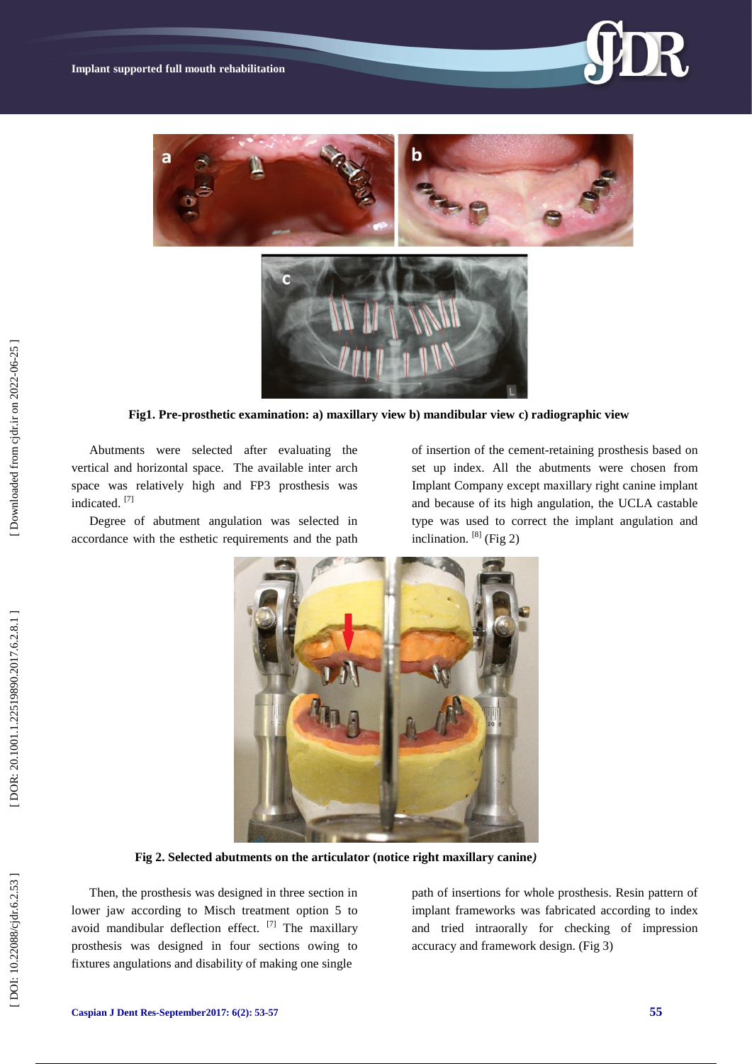Fig1. Pre-prosthetic examination: a) maxillary view b) mandibular view c) radiographic view

Abutments were selected after evaluating the vertical and horizontal space. The available inter arch space was relatively high and FP3 prosthesis was indicated. [7]

Degree of abutment angulation was selected in accordance with the esthetic requirements and the path of insertion of the cement-retaining prosthesis based on set up index. All the abutments were chosen from Implant Company except maxillary right canine implant and because of its high angulation, the UCLA castable type was used to correct the implant angulation and inclination. [8] (Fig 2)

**Fig 2. Selected abutments on the articulator (notice right maxillary canine)**

Then, the prosthesis was designed in three section in lower jaw according to Misch treatment option 5 to avoid mandibular deflection effect. [7] The maxillary prosthesis was designed in four sections owing to fixtures angulations and disability of making one single path of insertions for whole prosthesis. Resin pattern of implant frameworks was fabricated according to index and tried intraorally for checking of impression accuracy and framework design. (Fig 3)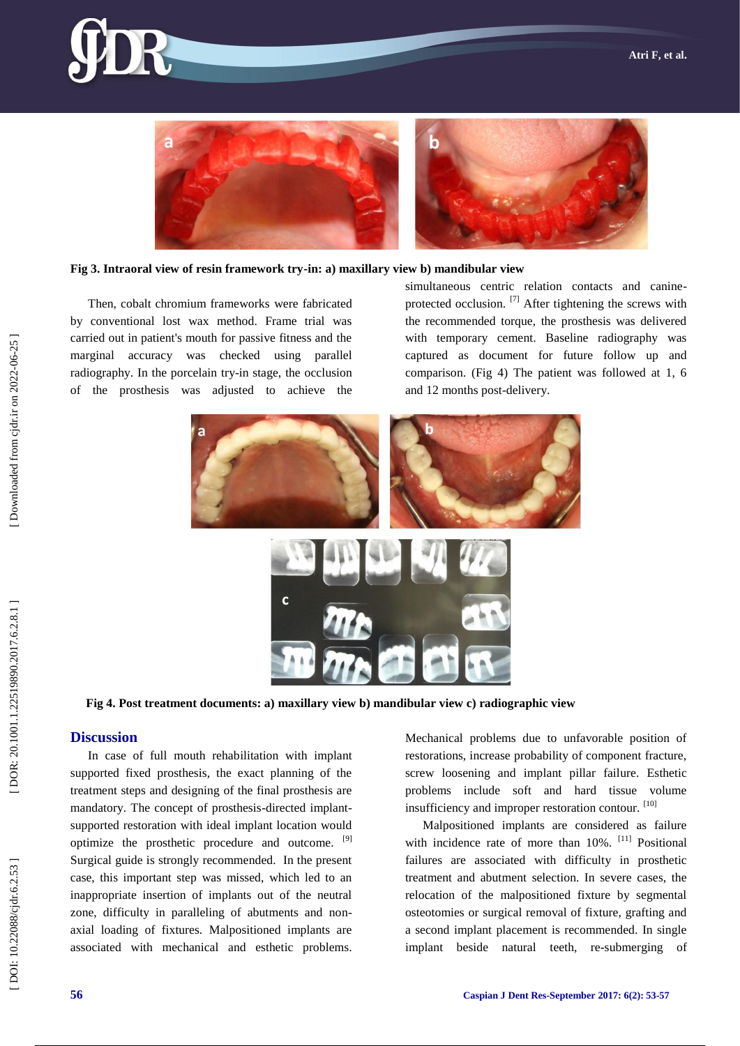Fig 3. **Intraoral view of resin framework try-in: a) maxillary view b) mandibular view**

Then, cobalt chromium frameworks were fabricated by conventional lost wax method. Frame trial was carried out in patient's mouth for passive fitness and the marginal accuracy was checked using parallel radiography. In the porcelain try-in stage, the occlusion of the prosthesis was adjusted to achieve the simultaneous centric relation contacts and canine-protected occlusion. [7] After tightening the screws with the recommended torque, the prosthesis was delivered with temporary cement. Baseline radiography was captured as document for future follow up and comparison. (Fig 4) The patient was followed at 1, 6 and 12 months post-delivery.

**Fig 4. Post treatment documents: a) maxillary view b) mandibular view c) radiographic view**

## Discussion

In case of full mouth rehabilitation with implant supported fixed prosthesis, the exact planning of the treatment steps and designing of the final prosthesis are mandatory. The concept of prosthesis-directed implant-supported restoration with ideal implant location would optimize the prosthetic procedure and outcome. [9] Surgical guide is strongly recommended. In the present case, this important step was missed, which led to an inappropriate insertion of implants out of the neutral zone, difficulty in paralleling of abutments and non-axial loading of fixtures. Malpositioned implants are associated with mechanical and esthetic problems. Mechanical problems due to unfavorable position of restorations, increase probability of component fracture, screw loosening and implant pillar failure. Esthetic problems include soft and hard tissue volume insufficiency and improper restoration contour. [10]

Malpositioned implants are considered as failure with incidence rate of more than 10%. [11] Positional failures are associated with difficulty in prosthetic treatment and abutment selection. In severe cases, the relocation of the malpositioned fixture by segmental osteotomies or surgical removal of fixture, grafting and a second implant placement is recommended. In single implant beside natural teeth, re-submerging of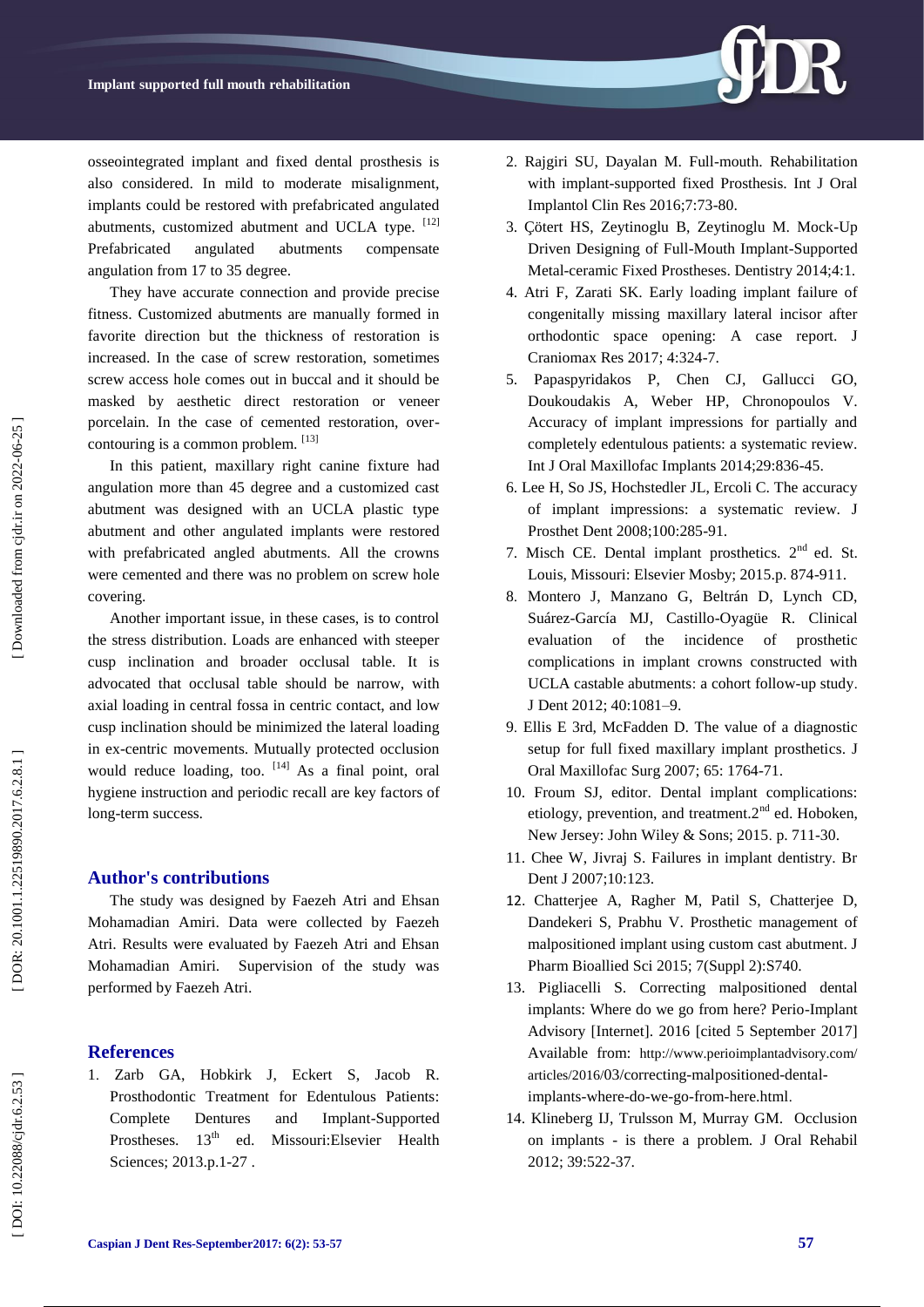osseointegrated implant and fixed dental prosthesis is also considered. In mild to moderate misalignment, implants could be restored with prefabricated angulated abutments, customized abutment and UCLA type. [12] Prefabricated angulated abutments compensate angulation from 17 to 35 degree.

They have accurate connection and provide precise fitness. Customized abutments are manually formed in favorite direction but the thickness of restoration is increased. In the case of screw restoration, sometimes screw access hole comes out in buccal and it should be masked by aesthetic direct restoration or veneer porcelain. In the case of cemented restoration, over-contouring is a common problem. [13]

In this patient, maxillary right canine fixture had angulation more than 45 degree and a customized cast abutment was designed with an UCLA plastic type abutment and other angulated implants were restored with prefabricated angled abutments. All the crowns were cemented and there was no problem on screw hole covering.

Another important issue, in these cases, is to control the stress distribution. Loads are enhanced with steeper cusp inclination and broader occlusal table. It is advocated that occlusal table should be narrow, with axial loading in central fossa in centric contact, and low cusp inclination should be minimized the lateral loading in ex-centric movements. Mutually protected occlusion would reduce loading, too. [14] As a final point, oral hygiene instruction and periodic recall are key factors of long-term success.

## Author's contributions

The study was designed by Faezeh Atri and Ehsan Mohamadian Amiri. Data were collected by Faezeh Atri. Results were evaluated by Faezeh Atri and Ehsan Mohamadian Amiri. Supervision of the study was performed by Faezeh Atri.

## References

1. Zarb GA, Hobkirk J, Eckert S, Jacob R. Prosthodontic Treatment for Edentulous Patients: Complete Dentures and Implant-Supported Prostheses. 13th ed. Missouri:Elsevier Health Sciences; 2013.p.1-27 .
2. Rajgiri SU, Dayalan M. Full-mouth. Rehabilitation with implant-supported fixed Prosthesis. Int J Oral Implantol Clin Res 2016;7:73-80.
3. Çötert HS, Zeytinoglu B, Zeytinoglu M. Mock-Up Driven Designing of Full-Mouth Implant-Supported Metal-ceramic Fixed Prostheses. Dentistry 2014;4:1.
4. Atri F, Zarati SK. Early loading implant failure of congenitally missing maxillary lateral incisor after orthodontic space opening: A case report. J Craniomax Res 2017; 4:324-7.
5. Papaspyridakos P, Chen CJ, Gallucci GO, Doukoudakis A, Weber HP, Chronopoulos V. Accuracy of implant impressions for partially and completely edentulous patients: a systematic review. Int J Oral Maxillofac Implants 2014;29:836-45.
6. Lee H, So JS, Hochstedler JL, Ercoli C. The accuracy of implant impressions: a systematic review. J Prosthet Dent 2008;100:285-91.
7. Misch CE. Dental implant prosthetics. 2nd ed. St. Louis, Missouri: Elsevier Mosby; 2015.p. 874-911.
8. Montero J, Manzano G, Beltrán D, Lynch CD, Suárez-García MJ, Castillo-Oyagüe R. Clinical evaluation of the incidence of prosthetic complications in implant crowns constructed with UCLA castable abutments: a cohort follow-up study. J Dent 2012; 40:1081–9.
9. Ellis E 3rd, McFadden D. The value of a diagnostic setup for full fixed maxillary implant prosthetics. J Oral Maxillofac Surg 2007; 65: 1764-71.
10. Froum SJ, editor. Dental implant complications: etiology, prevention, and treatment.2nd ed. Hoboken, New Jersey: John Wiley & Sons; 2015. p. 711-30.
11. Chee W, Jivraj S. Failures in implant dentistry. Br Dent J 2007;10:123.
12. Chatterjee A, Ragher M, Patil S, Chatterjee D, Dandekeri S, Prabhu V. Prosthetic management of malpositioned implant using custom cast abutment. J Pharm Bioallied Sci 2015; 7(Suppl 2):S740.
13. Pigliacelli S. Correcting malpositioned dental implants: Where do we go from here? Perio-Implant Advisory [Internet]. 2016 [cited 5 September 2017] Available from: http://www.perioimplantadvisory.com/articles/2016/03/correcting-malpositioned-dental-implants-where-do-we-go-from-here.html.
14. Klineberg IJ, Trulsson M, Murray GM. Occlusion on implants - is there a problem. J Oral Rehabil 2012; 39:522-37.